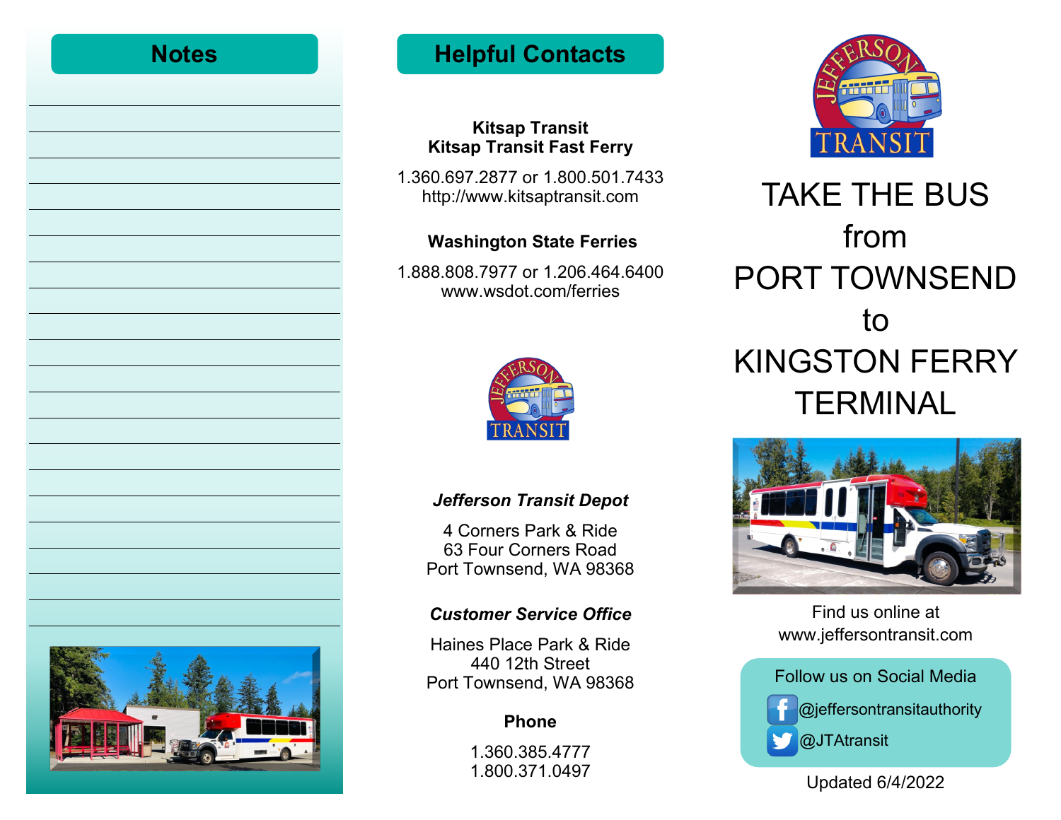## Notes

## Helpful Contacts

**Kitsap Transit**
**Kitsap Transit Fast Ferry**

1.360.697.2877 or 1.800.501.7433
http://www.kitsaptransit.com

**Washington State Ferries**

1.888.808.7977 or 1.206.464.6400
www.wsdot.com/ferries

***Jefferson Transit Depot***

4 Corners Park & Ride
63 Four Corners Road
Port Townsend, WA 98368

***Customer Service Office***

Haines Place Park & Ride
440 12th Street
Port Townsend, WA 98368

**Phone**

1.360.385.4777
1.800.371.0497

# TAKE THE BUS from PORT TOWNSEND to KINGSTON FERRY TERMINAL

Find us online at
www.jeffersontransit.com

Follow us on Social Media

@jeffersontransitauthority

@JTAtransit

Updated 6/4/2022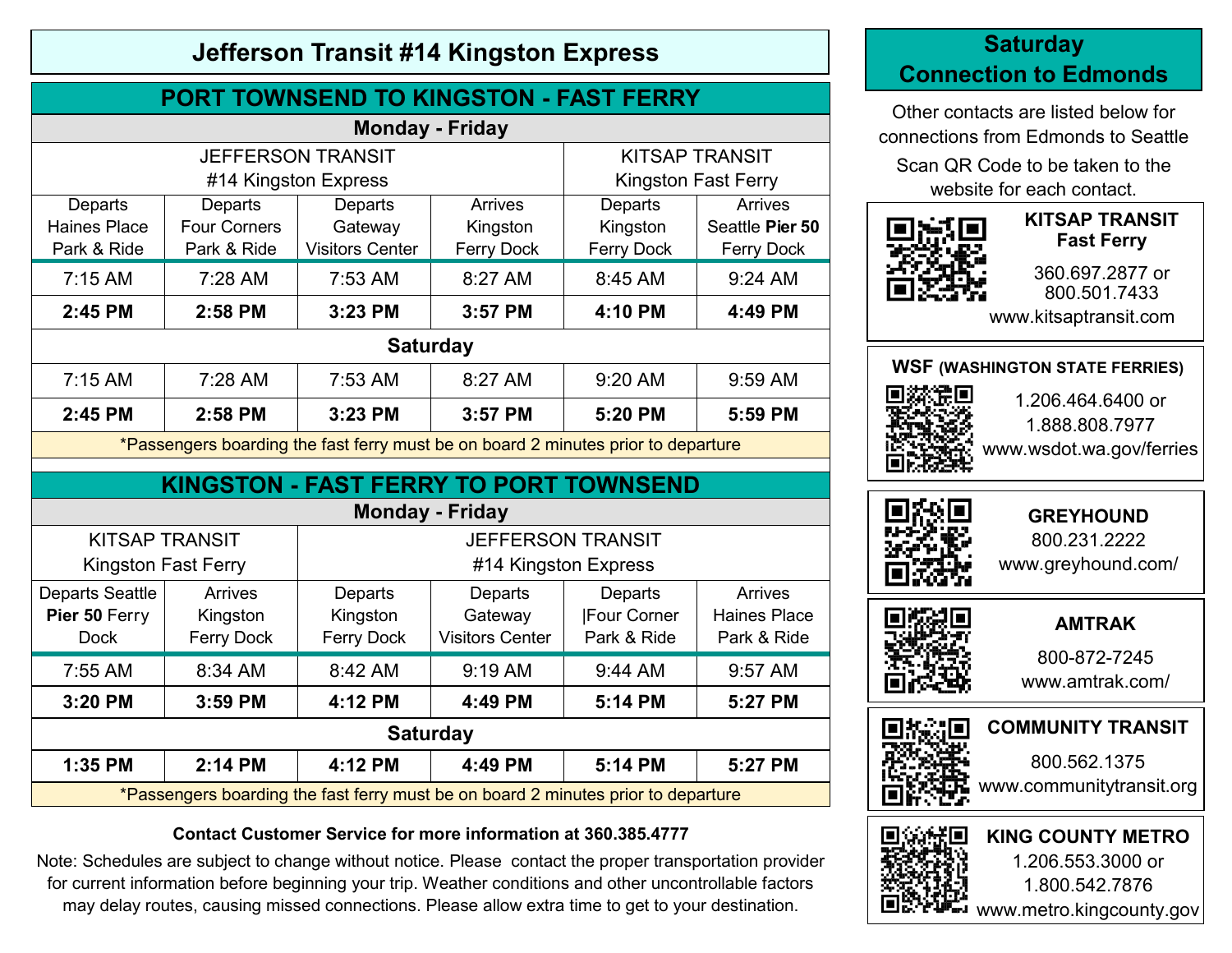# Jefferson Transit #14 Kingston Express

## PORT TOWNSEND TO KINGSTON - FAST FERRY

| JEFFERSON TRANSIT #14 Kingston Express | | | | KITSAP TRANSIT Kingston Fast Ferry | |
|---|---|---|---|---|---|
| Departs Haines Place Park & Ride | Departs Four Corners Park & Ride | Departs Gateway Visitors Center | Arrives Kingston Ferry Dock | Departs Kingston Ferry Dock | Arrives Seattle **Pier 50** Ferry Dock |
| **Monday - Friday** | | | | | |
| 7:15 AM | 7:28 AM | 7:53 AM | 8:27 AM | 8:45 AM | 9:24 AM |
| **2:45 PM** | **2:58 PM** | **3:23 PM** | **3:57 PM** | **4:10 PM** | **4:49 PM** |
| **Saturday** | | | | | |
| 7:15 AM | 7:28 AM | 7:53 AM | 8:27 AM | 9:20 AM | 9:59 AM |
| **2:45 PM** | **2:58 PM** | **3:23 PM** | **3:57 PM** | **5:20 PM** | **5:59 PM** |

*Passengers boarding the fast ferry must be on board 2 minutes prior to departure

## KINGSTON - FAST FERRY TO PORT TOWNSEND

| KITSAP TRANSIT Kingston Fast Ferry | | JEFFERSON TRANSIT #14 Kingston Express | | | |
|---|---|---|---|---|---|
| Departs Seattle **Pier 50** Ferry Dock | Arrives Kingston Ferry Dock | Departs Kingston Ferry Dock | Departs Gateway Visitors Center | Departs \|Four Corner Park & Ride | Arrives Haines Place Park & Ride |
| **Monday - Friday** | | | | | |
| 7:55 AM | 8:34 AM | 8:42 AM | 9:19 AM | 9:44 AM | 9:57 AM |
| **3:20 PM** | **3:59 PM** | **4:12 PM** | **4:49 PM** | **5:14 PM** | **5:27 PM** |
| **Saturday** | | | | | |
| **1:35 PM** | **2:14 PM** | **4:12 PM** | **4:49 PM** | **5:14 PM** | **5:27 PM** |

*Passengers boarding the fast ferry must be on board 2 minutes prior to departure

**Contact Customer Service for more information at 360.385.4777**

Note: Schedules are subject to change without notice. Please contact the proper transportation provider for current information before beginning your trip. Weather conditions and other uncontrollable factors may delay routes, causing missed connections. Please allow extra time to get to your destination.

## Saturday Connection to Edmonds

Other contacts are listed below for connections from Edmonds to Seattle

Scan QR Code to be taken to the website for each contact.

**KITSAP TRANSIT Fast Ferry**
360.697.2877 or 800.501.7433
www.kitsaptransit.com

**WSF (WASHINGTON STATE FERRIES)**
1.206.464.6400 or 1.888.808.7977
www.wsdot.wa.gov/ferries

**GREYHOUND**
800.231.2222
www.greyhound.com/

**AMTRAK**
800-872-7245
www.amtrak.com/

**COMMUNITY TRANSIT**
800.562.1375
www.communitytransit.org

**KING COUNTY METRO**
1.206.553.3000 or 1.800.542.7876
www.metro.kingcounty.gov